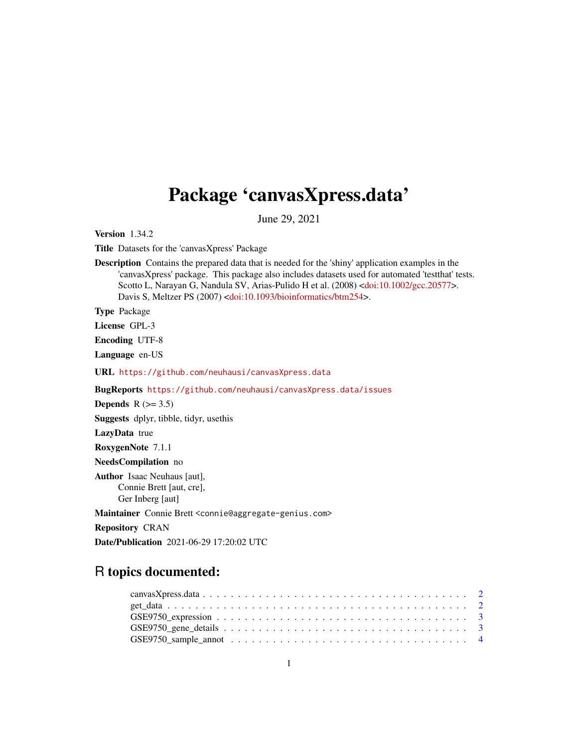# Package 'canvasXpress.data'

June 29, 2021

**Version** 1.34.2

**Title** Datasets for the 'canvasXpress' Package

**Description** Contains the prepared data that is needed for the 'shiny' application examples in the 'canvasXpress' package. This package also includes datasets used for automated 'testthat' tests. Scotto L, Narayan G, Nandula SV, Arias-Pulido H et al. (2008) <doi:10.1002/gcc.20577>. Davis S, Meltzer PS (2007) <doi:10.1093/bioinformatics/btm254>.

**Type** Package

**License** GPL-3

**Encoding** UTF-8

**Language** en-US

**URL** https://github.com/neuhausi/canvasXpress.data

**BugReports** https://github.com/neuhausi/canvasXpress.data/issues

**Depends** R (>= 3.5)

**Suggests** dplyr, tibble, tidyr, usethis

**LazyData** true

**RoxygenNote** 7.1.1

**NeedsCompilation** no

**Author** Isaac Neuhaus [aut],
Connie Brett [aut, cre],
Ger Inberg [aut]

**Maintainer** Connie Brett <connie@aggregate-genius.com>

**Repository** CRAN

**Date/Publication** 2021-06-29 17:20:02 UTC

## R topics documented:

canvasXpress.data . . . . . . . . . . . . . . . . . . . . . . . . . . . . . . . . . . . . 2
get_data . . . . . . . . . . . . . . . . . . . . . . . . . . . . . . . . . . . . . . . . . 2
GSE9750_expression . . . . . . . . . . . . . . . . . . . . . . . . . . . . . . . . . . 3
GSE9750_gene_details . . . . . . . . . . . . . . . . . . . . . . . . . . . . . . . . . 3
GSE9750_sample_annot . . . . . . . . . . . . . . . . . . . . . . . . . . . . . . . . 4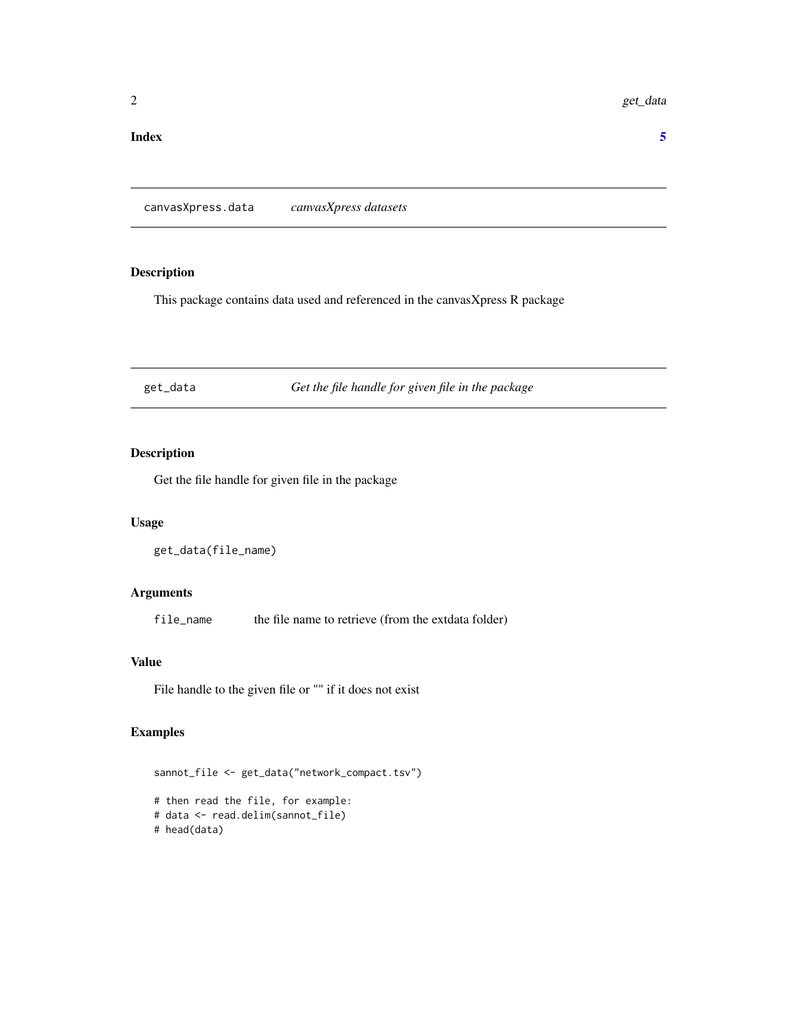**Index** **5**

---

`canvasXpress.data` *canvasXpress datasets*

---

## Description

This package contains data used and referenced in the canvasXpress R package

---

`get_data` *Get the file handle for given file in the package*

---

## Description

Get the file handle for given file in the package

## Usage

```
get_data(file_name)
```

## Arguments

| | |
|---|---|
| `file_name` | the file name to retrieve (from the extdata folder) |

## Value

File handle to the given file or "" if it does not exist

## Examples

```
sannot_file <- get_data("network_compact.tsv")

# then read the file, for example:
# data <- read.delim(sannot_file)
# head(data)
```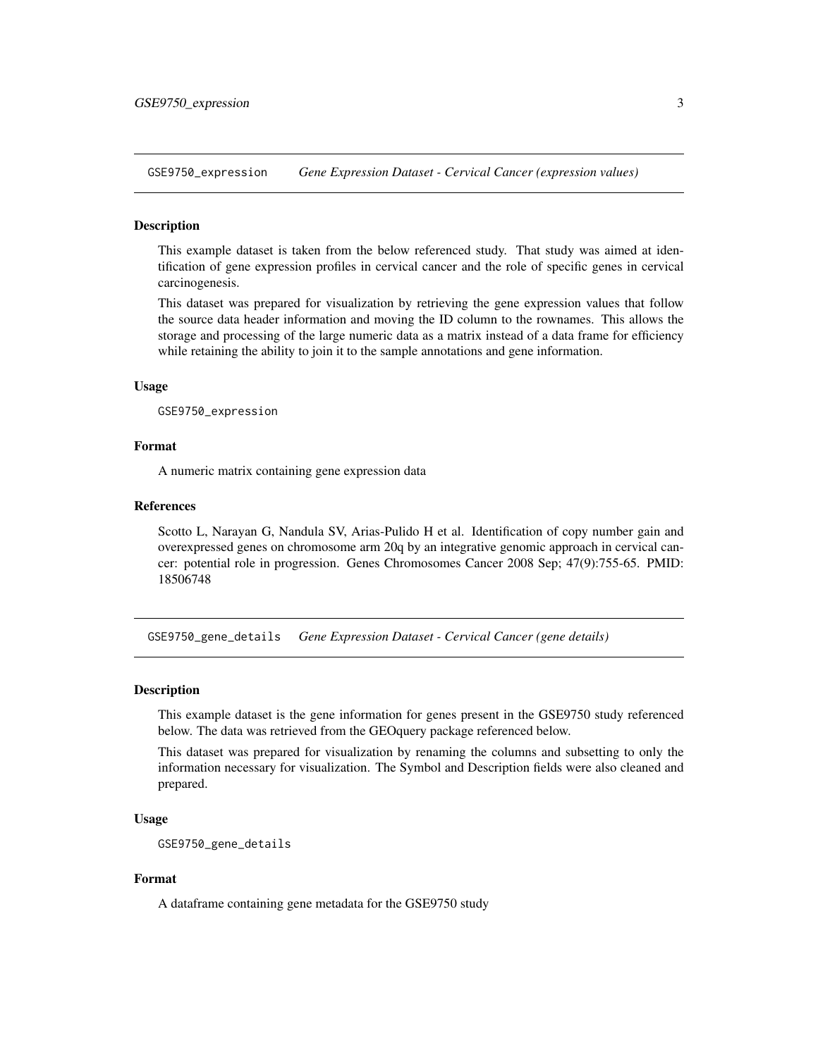## GSE9750_expression *Gene Expression Dataset - Cervical Cancer (expression values)*

### Description

This example dataset is taken from the below referenced study. That study was aimed at identification of gene expression profiles in cervical cancer and the role of specific genes in cervical carcinogenesis.

This dataset was prepared for visualization by retrieving the gene expression values that follow the source data header information and moving the ID column to the rownames. This allows the storage and processing of the large numeric data as a matrix instead of a data frame for efficiency while retaining the ability to join it to the sample annotations and gene information.

### Usage

```
GSE9750_expression
```

### Format

A numeric matrix containing gene expression data

### References

Scotto L, Narayan G, Nandula SV, Arias-Pulido H et al. Identification of copy number gain and overexpressed genes on chromosome arm 20q by an integrative genomic approach in cervical cancer: potential role in progression. Genes Chromosomes Cancer 2008 Sep; 47(9):755-65. PMID: 18506748

## GSE9750_gene_details *Gene Expression Dataset - Cervical Cancer (gene details)*

### Description

This example dataset is the gene information for genes present in the GSE9750 study referenced below. The data was retrieved from the GEOquery package referenced below.

This dataset was prepared for visualization by renaming the columns and subsetting to only the information necessary for visualization. The Symbol and Description fields were also cleaned and prepared.

### Usage

```
GSE9750_gene_details
```

### Format

A dataframe containing gene metadata for the GSE9750 study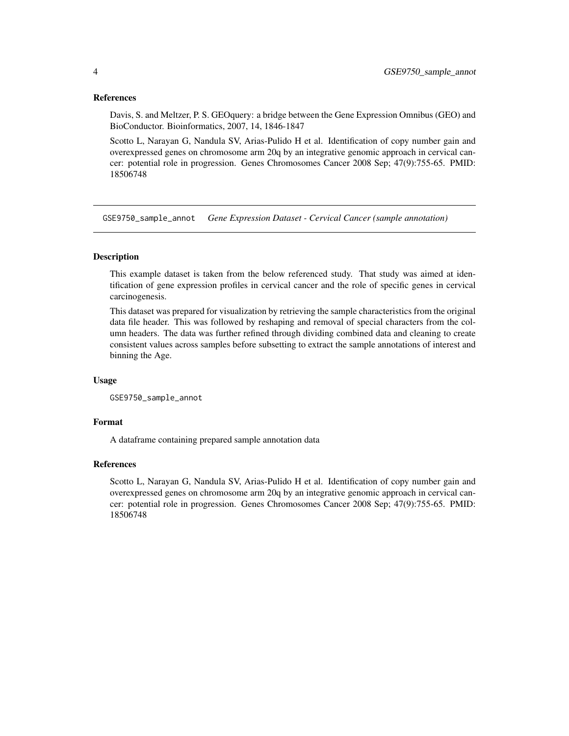### References

Davis, S. and Meltzer, P. S. GEOquery: a bridge between the Gene Expression Omnibus (GEO) and BioConductor. Bioinformatics, 2007, 14, 1846-1847

Scotto L, Narayan G, Nandula SV, Arias-Pulido H et al. Identification of copy number gain and overexpressed genes on chromosome arm 20q by an integrative genomic approach in cervical cancer: potential role in progression. Genes Chromosomes Cancer 2008 Sep; 47(9):755-65. PMID: 18506748

---

## GSE9750_sample_annot *Gene Expression Dataset - Cervical Cancer (sample annotation)*

---

### Description

This example dataset is taken from the below referenced study. That study was aimed at identification of gene expression profiles in cervical cancer and the role of specific genes in cervical carcinogenesis.

This dataset was prepared for visualization by retrieving the sample characteristics from the original data file header. This was followed by reshaping and removal of special characters from the column headers. The data was further refined through dividing combined data and cleaning to create consistent values across samples before subsetting to extract the sample annotations of interest and binning the Age.

### Usage

```
GSE9750_sample_annot
```

### Format

A dataframe containing prepared sample annotation data

### References

Scotto L, Narayan G, Nandula SV, Arias-Pulido H et al. Identification of copy number gain and overexpressed genes on chromosome arm 20q by an integrative genomic approach in cervical cancer: potential role in progression. Genes Chromosomes Cancer 2008 Sep; 47(9):755-65. PMID: 18506748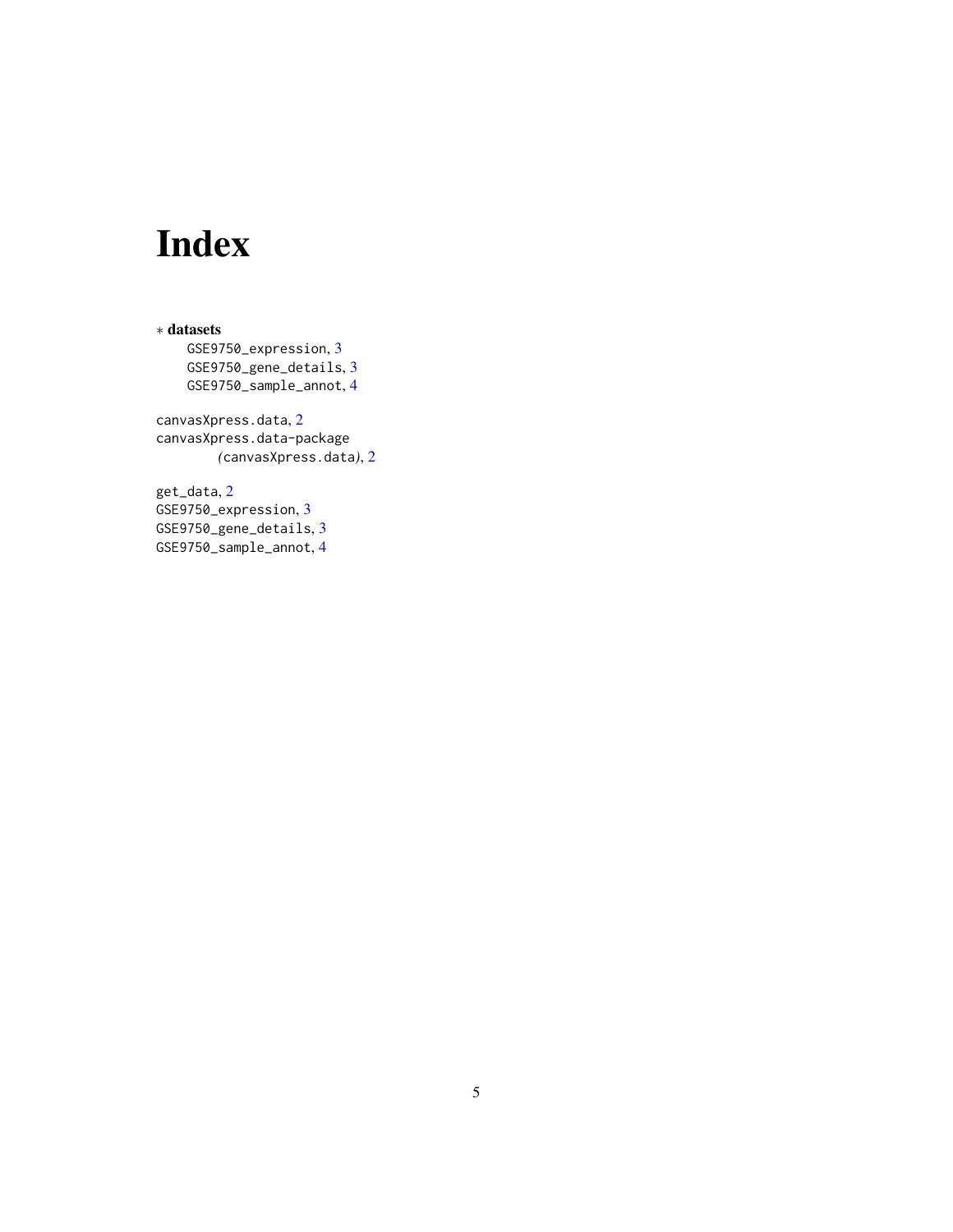# Index

∗ **datasets**
    GSE9750_expression, 3
    GSE9750_gene_details, 3
    GSE9750_sample_annot, 4

canvasXpress.data, 2
canvasXpress.data-package
        *(*canvasXpress.data*)*, 2

get_data, 2
GSE9750_expression, 3
GSE9750_gene_details, 3
GSE9750_sample_annot, 4